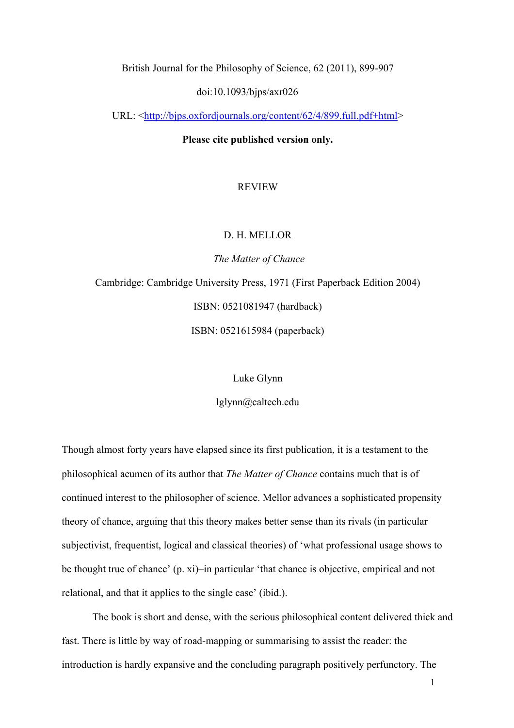British Journal for the Philosophy of Science, 62 (2011), 899-907

doi:10.1093/bjps/axr026

URL: <http://bjps.oxfordjournals.org/content/62/4/899.full.pdf+html>

**Please cite published version only.**

REVIEW

D. H. MELLOR

*The Matter of Chance*

Cambridge: Cambridge University Press, 1971 (First Paperback Edition 2004)

ISBN: 0521081947 (hardback)

ISBN: 0521615984 (paperback)

Luke Glynn

lglynn@caltech.edu

Though almost forty years have elapsed since its first publication, it is a testament to the philosophical acumen of its author that *The Matter of Chance* contains much that is of continued interest to the philosopher of science. Mellor advances a sophisticated propensity theory of chance, arguing that this theory makes better sense than its rivals (in particular subjectivist, frequentist, logical and classical theories) of 'what professional usage shows to be thought true of chance' (p. xi)–in particular 'that chance is objective, empirical and not relational, and that it applies to the single case' (ibid.).

The book is short and dense, with the serious philosophical content delivered thick and fast. There is little by way of road-mapping or summarising to assist the reader: the introduction is hardly expansive and the concluding paragraph positively perfunctory. The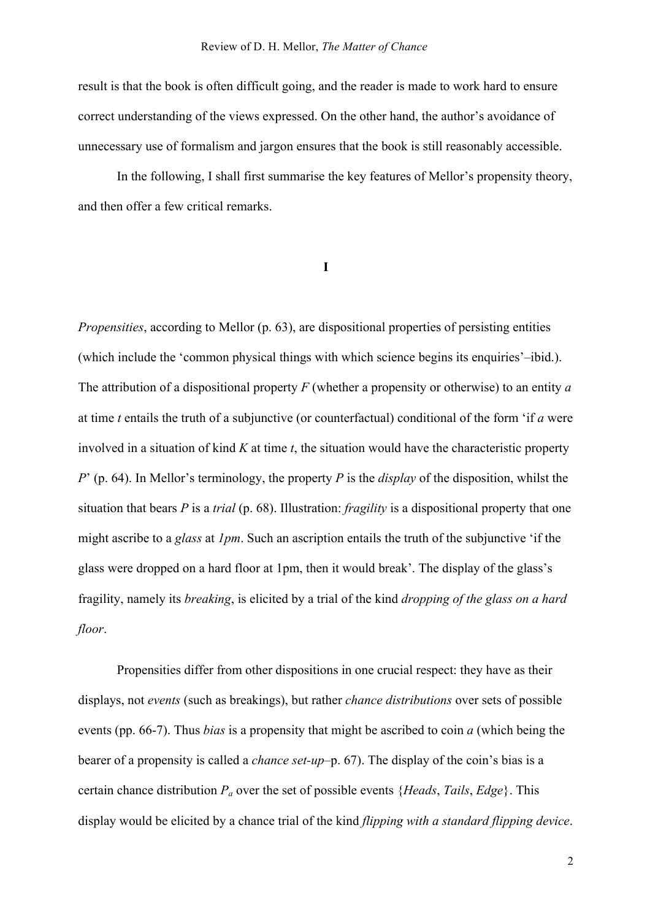result is that the book is often difficult going, and the reader is made to work hard to ensure correct understanding of the views expressed. On the other hand, the author's avoidance of unnecessary use of formalism and jargon ensures that the book is still reasonably accessible.

In the following, I shall first summarise the key features of Mellor's propensity theory, and then offer a few critical remarks.

## I

*Propensities*, according to Mellor (p. 63), are dispositional properties of persisting entities (which include the 'common physical things with which science begins its enquiries'–ibid.). The attribution of a dispositional property $F$ (whether a propensity or otherwise) to an entity $a$ at time $t$ entails the truth of a subjunctive (or counterfactual) conditional of the form 'if $a$ were involved in a situation of kind $K$ at time $t$, the situation would have the characteristic property $P$' (p. 64). In Mellor's terminology, the property $P$ is the *display* of the disposition, whilst the situation that bears $P$ is a *trial* (p. 68). Illustration: *fragility* is a dispositional property that one might ascribe to a *glass* at *1pm*. Such an ascription entails the truth of the subjunctive 'if the glass were dropped on a hard floor at 1pm, then it would break'. The display of the glass's fragility, namely its *breaking*, is elicited by a trial of the kind *dropping of the glass on a hard floor*.

Propensities differ from other dispositions in one crucial respect: they have as their displays, not *events* (such as breakings), but rather *chance distributions* over sets of possible events (pp. 66-7). Thus *bias* is a propensity that might be ascribed to coin $a$ (which being the bearer of a propensity is called a *chance set-up*–p. 67). The display of the coin's bias is a certain chance distribution $P_a$ over the set of possible events {*Heads*, *Tails*, *Edge*}. This display would be elicited by a chance trial of the kind *flipping with a standard flipping device*.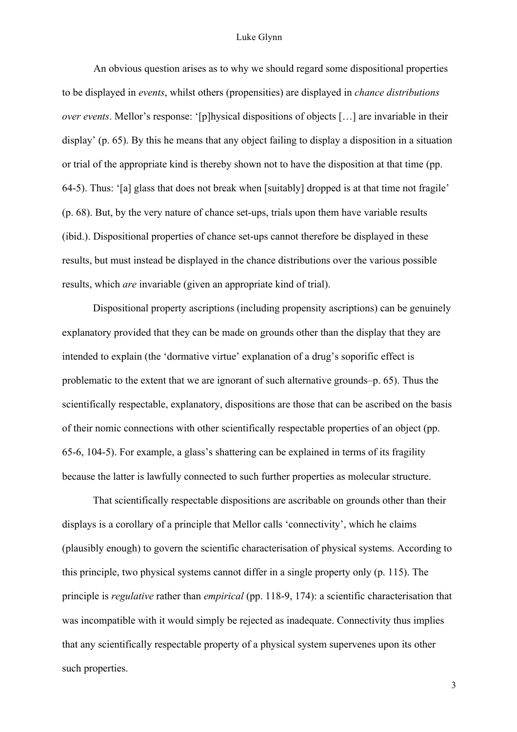An obvious question arises as to why we should regard some dispositional properties to be displayed in *events*, whilst others (propensities) are displayed in *chance distributions over events*. Mellor's response: '[p]hysical dispositions of objects […] are invariable in their display' (p. 65). By this he means that any object failing to display a disposition in a situation or trial of the appropriate kind is thereby shown not to have the disposition at that time (pp. 64-5). Thus: '[a] glass that does not break when [suitably] dropped is at that time not fragile' (p. 68). But, by the very nature of chance set-ups, trials upon them have variable results (ibid.). Dispositional properties of chance set-ups cannot therefore be displayed in these results, but must instead be displayed in the chance distributions over the various possible results, which *are* invariable (given an appropriate kind of trial).

Dispositional property ascriptions (including propensity ascriptions) can be genuinely explanatory provided that they can be made on grounds other than the display that they are intended to explain (the 'dormative virtue' explanation of a drug's soporific effect is problematic to the extent that we are ignorant of such alternative grounds–p. 65). Thus the scientifically respectable, explanatory, dispositions are those that can be ascribed on the basis of their nomic connections with other scientifically respectable properties of an object (pp. 65-6, 104-5). For example, a glass's shattering can be explained in terms of its fragility because the latter is lawfully connected to such further properties as molecular structure.

That scientifically respectable dispositions are ascribable on grounds other than their displays is a corollary of a principle that Mellor calls 'connectivity', which he claims (plausibly enough) to govern the scientific characterisation of physical systems. According to this principle, two physical systems cannot differ in a single property only (p. 115). The principle is *regulative* rather than *empirical* (pp. 118-9, 174): a scientific characterisation that was incompatible with it would simply be rejected as inadequate. Connectivity thus implies that any scientifically respectable property of a physical system supervenes upon its other such properties.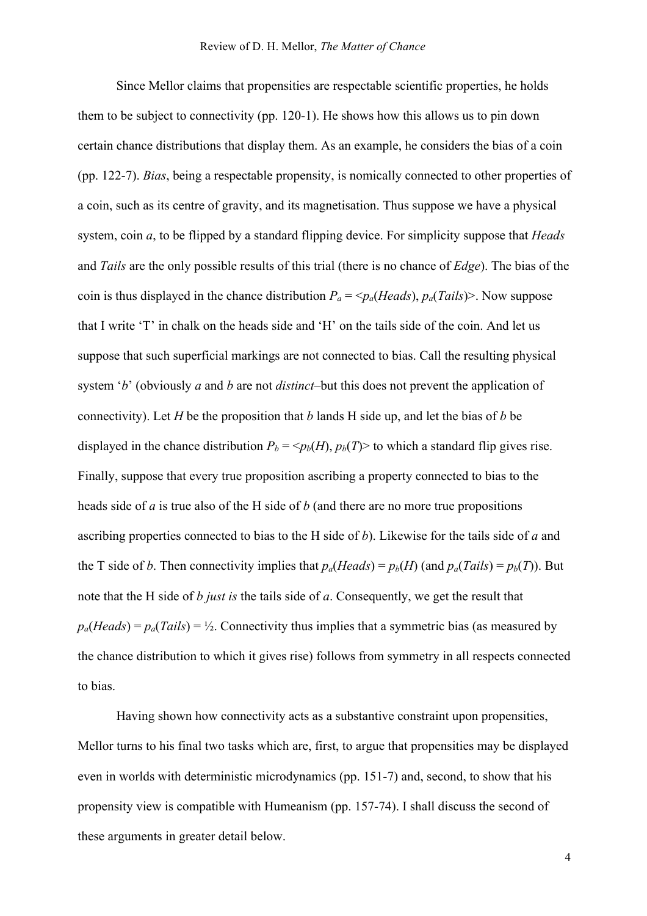Since Mellor claims that propensities are respectable scientific properties, he holds them to be subject to connectivity (pp. 120-1). He shows how this allows us to pin down certain chance distributions that display them. As an example, he considers the bias of a coin (pp. 122-7). *Bias*, being a respectable propensity, is nomically connected to other properties of a coin, such as its centre of gravity, and its magnetisation. Thus suppose we have a physical system, coin *a*, to be flipped by a standard flipping device. For simplicity suppose that *Heads* and *Tails* are the only possible results of this trial (there is no chance of *Edge*). The bias of the coin is thus displayed in the chance distribution $P_a = \langle p_a(Heads), p_a(Tails)\rangle$. Now suppose that I write 'T' in chalk on the heads side and 'H' on the tails side of the coin. And let us suppose that such superficial markings are not connected to bias. Call the resulting physical system '*b*' (obviously *a* and *b* are not *distinct*–but this does not prevent the application of connectivity). Let *H* be the proposition that *b* lands H side up, and let the bias of *b* be displayed in the chance distribution $P_b = \langle p_b(H), p_b(T)\rangle$ to which a standard flip gives rise. Finally, suppose that every true proposition ascribing a property connected to bias to the heads side of *a* is true also of the H side of *b* (and there are no more true propositions ascribing properties connected to bias to the H side of *b*). Likewise for the tails side of *a* and the T side of *b*. Then connectivity implies that $p_a(Heads) = p_b(H)$ (and $p_a(Tails) = p_b(T)$). But note that the H side of *b just is* the tails side of *a*. Consequently, we get the result that $p_a(Heads) = p_a(Tails) = ½$. Connectivity thus implies that a symmetric bias (as measured by the chance distribution to which it gives rise) follows from symmetry in all respects connected to bias.

Having shown how connectivity acts as a substantive constraint upon propensities, Mellor turns to his final two tasks which are, first, to argue that propensities may be displayed even in worlds with deterministic microdynamics (pp. 151-7) and, second, to show that his propensity view is compatible with Humeanism (pp. 157-74). I shall discuss the second of these arguments in greater detail below.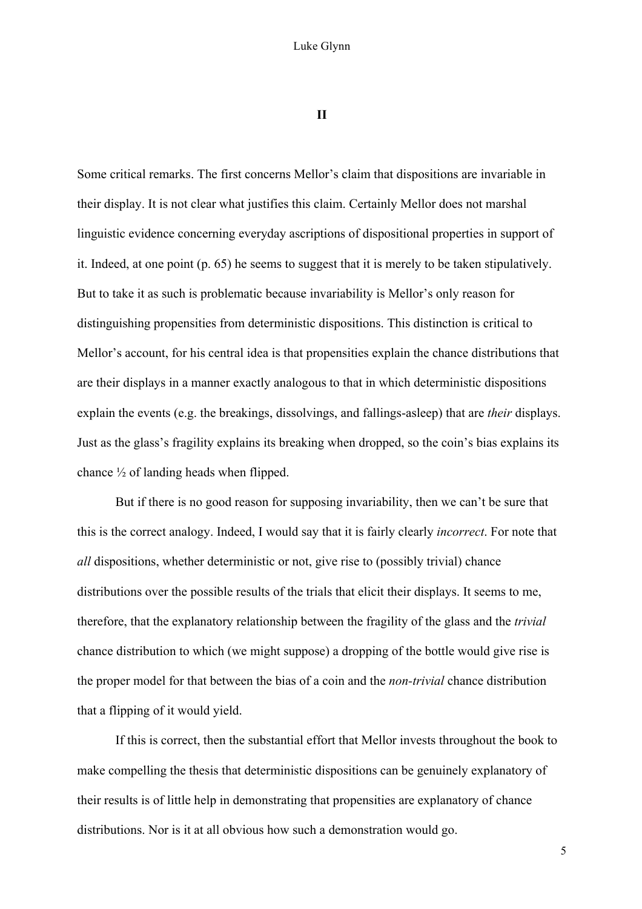## II

Some critical remarks. The first concerns Mellor's claim that dispositions are invariable in their display. It is not clear what justifies this claim. Certainly Mellor does not marshal linguistic evidence concerning everyday ascriptions of dispositional properties in support of it. Indeed, at one point (p. 65) he seems to suggest that it is merely to be taken stipulatively. But to take it as such is problematic because invariability is Mellor's only reason for distinguishing propensities from deterministic dispositions. This distinction is critical to Mellor's account, for his central idea is that propensities explain the chance distributions that are their displays in a manner exactly analogous to that in which deterministic dispositions explain the events (e.g. the breakings, dissolvings, and fallings-asleep) that are *their* displays. Just as the glass's fragility explains its breaking when dropped, so the coin's bias explains its chance ½ of landing heads when flipped.

But if there is no good reason for supposing invariability, then we can't be sure that this is the correct analogy. Indeed, I would say that it is fairly clearly *incorrect*. For note that *all* dispositions, whether deterministic or not, give rise to (possibly trivial) chance distributions over the possible results of the trials that elicit their displays. It seems to me, therefore, that the explanatory relationship between the fragility of the glass and the *trivial* chance distribution to which (we might suppose) a dropping of the bottle would give rise is the proper model for that between the bias of a coin and the *non-trivial* chance distribution that a flipping of it would yield.

If this is correct, then the substantial effort that Mellor invests throughout the book to make compelling the thesis that deterministic dispositions can be genuinely explanatory of their results is of little help in demonstrating that propensities are explanatory of chance distributions. Nor is it at all obvious how such a demonstration would go.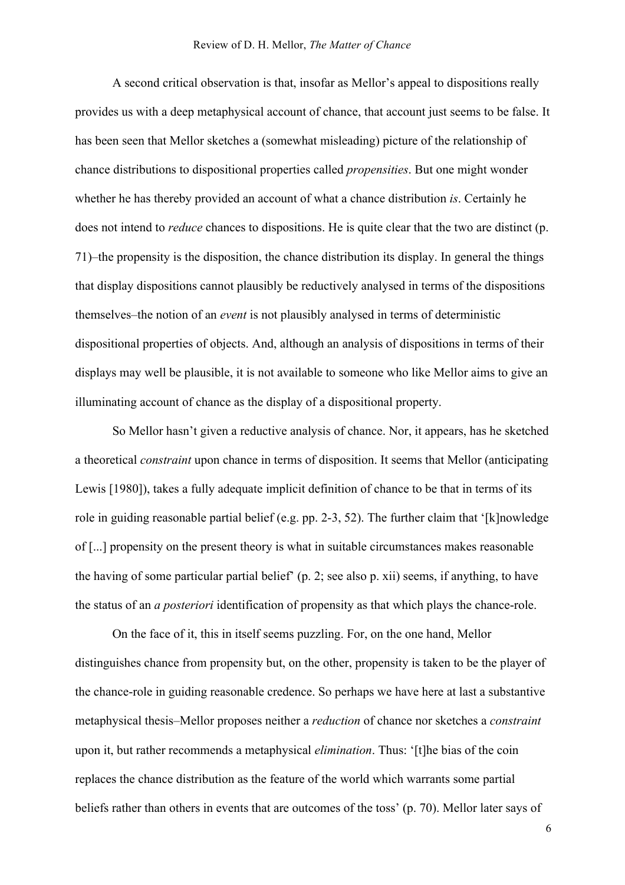A second critical observation is that, insofar as Mellor's appeal to dispositions really provides us with a deep metaphysical account of chance, that account just seems to be false. It has been seen that Mellor sketches a (somewhat misleading) picture of the relationship of chance distributions to dispositional properties called *propensities*. But one might wonder whether he has thereby provided an account of what a chance distribution *is*. Certainly he does not intend to *reduce* chances to dispositions. He is quite clear that the two are distinct (p. 71)–the propensity is the disposition, the chance distribution its display. In general the things that display dispositions cannot plausibly be reductively analysed in terms of the dispositions themselves–the notion of an *event* is not plausibly analysed in terms of deterministic dispositional properties of objects. And, although an analysis of dispositions in terms of their displays may well be plausible, it is not available to someone who like Mellor aims to give an illuminating account of chance as the display of a dispositional property.

So Mellor hasn't given a reductive analysis of chance. Nor, it appears, has he sketched a theoretical *constraint* upon chance in terms of disposition. It seems that Mellor (anticipating Lewis [1980]), takes a fully adequate implicit definition of chance to be that in terms of its role in guiding reasonable partial belief (e.g. pp. 2-3, 52). The further claim that '[k]nowledge of [...] propensity on the present theory is what in suitable circumstances makes reasonable the having of some particular partial belief' (p. 2; see also p. xii) seems, if anything, to have the status of an *a posteriori* identification of propensity as that which plays the chance-role.

On the face of it, this in itself seems puzzling. For, on the one hand, Mellor distinguishes chance from propensity but, on the other, propensity is taken to be the player of the chance-role in guiding reasonable credence. So perhaps we have here at last a substantive metaphysical thesis–Mellor proposes neither a *reduction* of chance nor sketches a *constraint* upon it, but rather recommends a metaphysical *elimination*. Thus: '[t]he bias of the coin replaces the chance distribution as the feature of the world which warrants some partial beliefs rather than others in events that are outcomes of the toss' (p. 70). Mellor later says of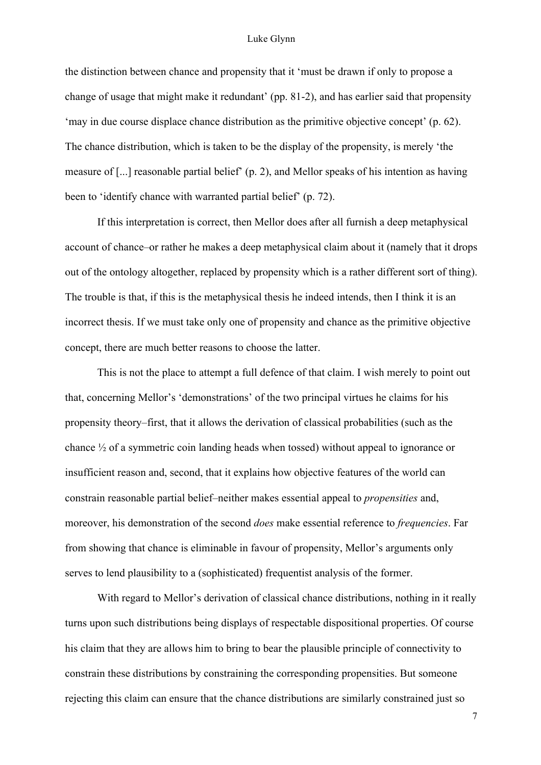the distinction between chance and propensity that it 'must be drawn if only to propose a change of usage that might make it redundant' (pp. 81-2), and has earlier said that propensity 'may in due course displace chance distribution as the primitive objective concept' (p. 62). The chance distribution, which is taken to be the display of the propensity, is merely 'the measure of [...] reasonable partial belief' (p. 2), and Mellor speaks of his intention as having been to 'identify chance with warranted partial belief' (p. 72).

If this interpretation is correct, then Mellor does after all furnish a deep metaphysical account of chance–or rather he makes a deep metaphysical claim about it (namely that it drops out of the ontology altogether, replaced by propensity which is a rather different sort of thing). The trouble is that, if this is the metaphysical thesis he indeed intends, then I think it is an incorrect thesis. If we must take only one of propensity and chance as the primitive objective concept, there are much better reasons to choose the latter.

This is not the place to attempt a full defence of that claim. I wish merely to point out that, concerning Mellor's 'demonstrations' of the two principal virtues he claims for his propensity theory–first, that it allows the derivation of classical probabilities (such as the chance ½ of a symmetric coin landing heads when tossed) without appeal to ignorance or insufficient reason and, second, that it explains how objective features of the world can constrain reasonable partial belief–neither makes essential appeal to *propensities* and, moreover, his demonstration of the second *does* make essential reference to *frequencies*. Far from showing that chance is eliminable in favour of propensity, Mellor's arguments only serves to lend plausibility to a (sophisticated) frequentist analysis of the former.

With regard to Mellor's derivation of classical chance distributions, nothing in it really turns upon such distributions being displays of respectable dispositional properties. Of course his claim that they are allows him to bring to bear the plausible principle of connectivity to constrain these distributions by constraining the corresponding propensities. But someone rejecting this claim can ensure that the chance distributions are similarly constrained just so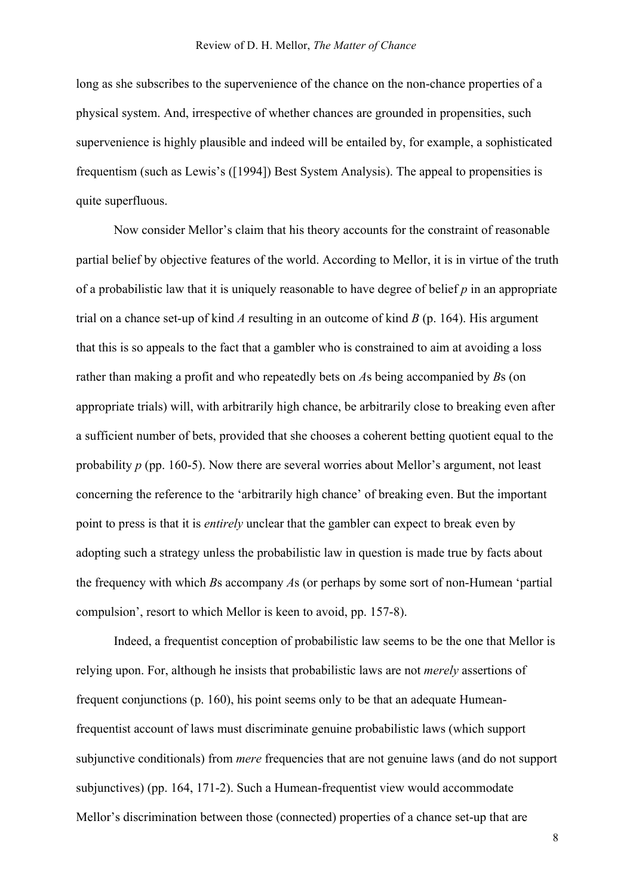long as she subscribes to the supervenience of the chance on the non-chance properties of a physical system. And, irrespective of whether chances are grounded in propensities, such supervenience is highly plausible and indeed will be entailed by, for example, a sophisticated frequentism (such as Lewis's ([1994]) Best System Analysis). The appeal to propensities is quite superfluous.

Now consider Mellor's claim that his theory accounts for the constraint of reasonable partial belief by objective features of the world. According to Mellor, it is in virtue of the truth of a probabilistic law that it is uniquely reasonable to have degree of belief $p$ in an appropriate trial on a chance set-up of kind $A$ resulting in an outcome of kind $B$ (p. 164). His argument that this is so appeals to the fact that a gambler who is constrained to aim at avoiding a loss rather than making a profit and who repeatedly bets on $A$s being accompanied by $B$s (on appropriate trials) will, with arbitrarily high chance, be arbitrarily close to breaking even after a sufficient number of bets, provided that she chooses a coherent betting quotient equal to the probability $p$ (pp. 160-5). Now there are several worries about Mellor's argument, not least concerning the reference to the 'arbitrarily high chance' of breaking even. But the important point to press is that it is *entirely* unclear that the gambler can expect to break even by adopting such a strategy unless the probabilistic law in question is made true by facts about the frequency with which $B$s accompany $A$s (or perhaps by some sort of non-Humean 'partial compulsion', resort to which Mellor is keen to avoid, pp. 157-8).

Indeed, a frequentist conception of probabilistic law seems to be the one that Mellor is relying upon. For, although he insists that probabilistic laws are not *merely* assertions of frequent conjunctions (p. 160), his point seems only to be that an adequate Humean-frequentist account of laws must discriminate genuine probabilistic laws (which support subjunctive conditionals) from *mere* frequencies that are not genuine laws (and do not support subjunctives) (pp. 164, 171-2). Such a Humean-frequentist view would accommodate Mellor's discrimination between those (connected) properties of a chance set-up that are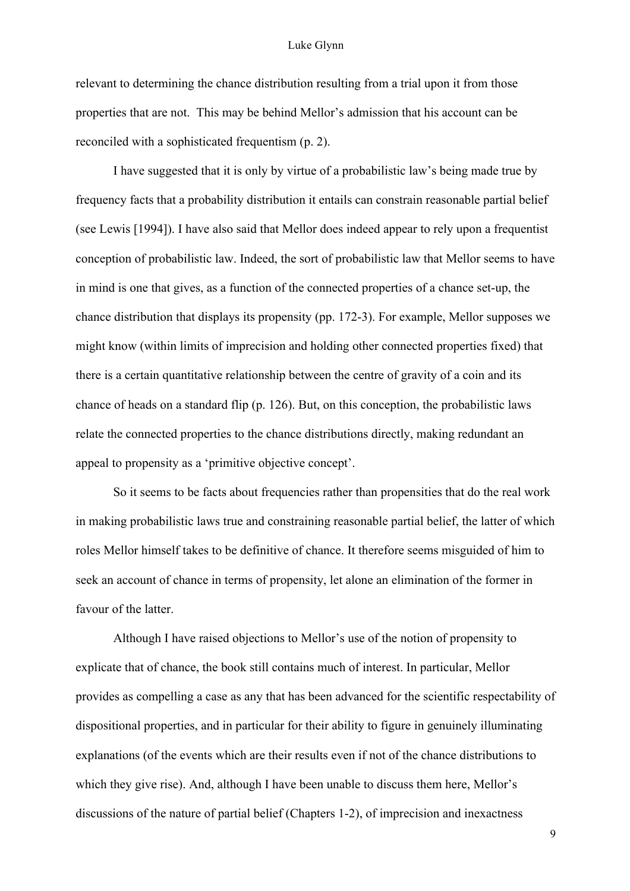relevant to determining the chance distribution resulting from a trial upon it from those properties that are not. This may be behind Mellor's admission that his account can be reconciled with a sophisticated frequentism (p. 2).

I have suggested that it is only by virtue of a probabilistic law's being made true by frequency facts that a probability distribution it entails can constrain reasonable partial belief (see Lewis [1994]). I have also said that Mellor does indeed appear to rely upon a frequentist conception of probabilistic law. Indeed, the sort of probabilistic law that Mellor seems to have in mind is one that gives, as a function of the connected properties of a chance set-up, the chance distribution that displays its propensity (pp. 172-3). For example, Mellor supposes we might know (within limits of imprecision and holding other connected properties fixed) that there is a certain quantitative relationship between the centre of gravity of a coin and its chance of heads on a standard flip (p. 126). But, on this conception, the probabilistic laws relate the connected properties to the chance distributions directly, making redundant an appeal to propensity as a 'primitive objective concept'.

So it seems to be facts about frequencies rather than propensities that do the real work in making probabilistic laws true and constraining reasonable partial belief, the latter of which roles Mellor himself takes to be definitive of chance. It therefore seems misguided of him to seek an account of chance in terms of propensity, let alone an elimination of the former in favour of the latter.

Although I have raised objections to Mellor's use of the notion of propensity to explicate that of chance, the book still contains much of interest. In particular, Mellor provides as compelling a case as any that has been advanced for the scientific respectability of dispositional properties, and in particular for their ability to figure in genuinely illuminating explanations (of the events which are their results even if not of the chance distributions to which they give rise). And, although I have been unable to discuss them here, Mellor's discussions of the nature of partial belief (Chapters 1-2), of imprecision and inexactness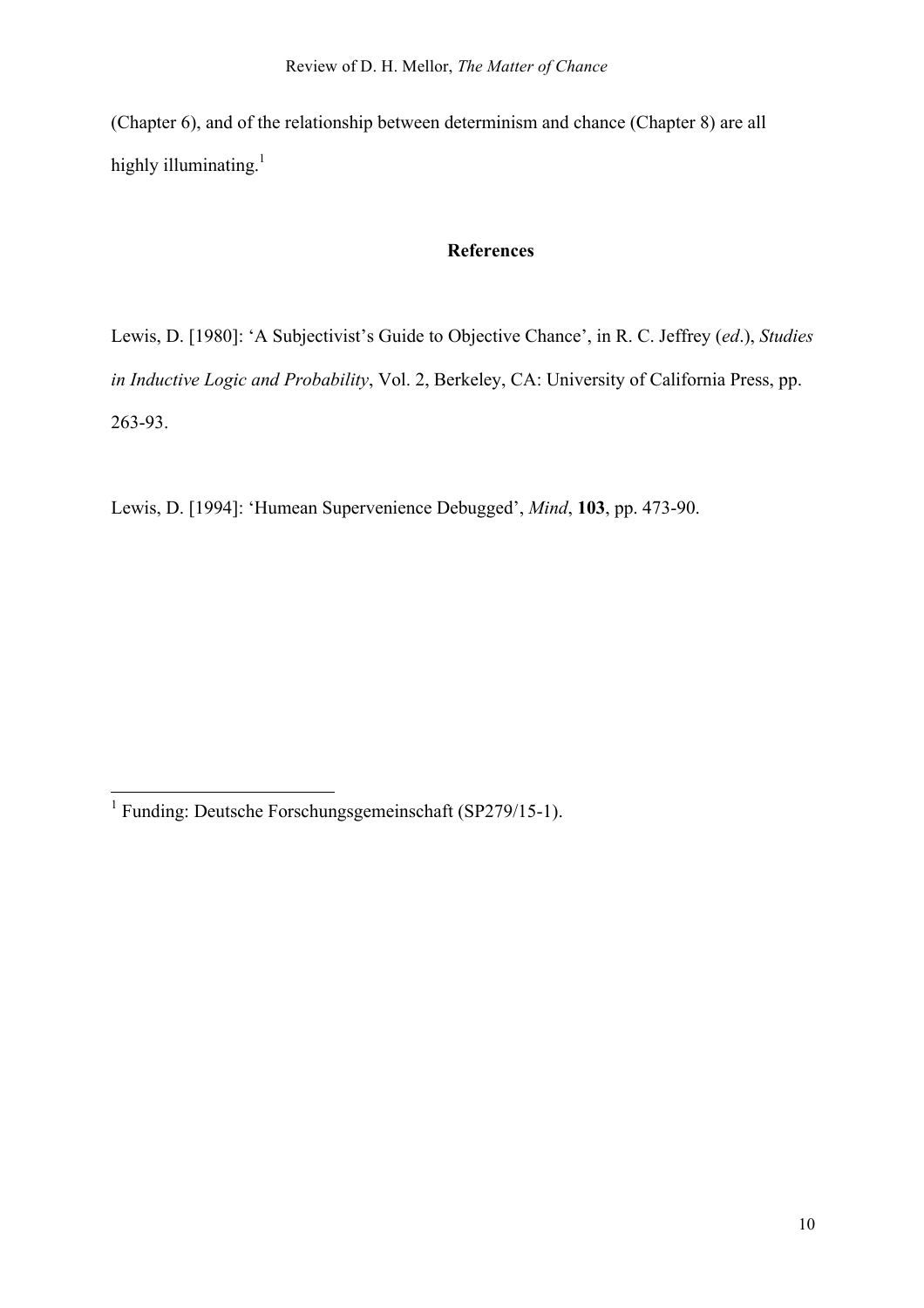(Chapter 6), and of the relationship between determinism and chance (Chapter 8) are all highly illuminating.[1]

## References

Lewis, D. [1980]: 'A Subjectivist's Guide to Objective Chance', in R. C. Jeffrey (*ed*.), *Studies in Inductive Logic and Probability*, Vol. 2, Berkeley, CA: University of California Press, pp. 263-93.

Lewis, D. [1994]: 'Humean Supervenience Debugged', *Mind*, **103**, pp. 473-90.

---

[1] Funding: Deutsche Forschungsgemeinschaft (SP279/15-1).